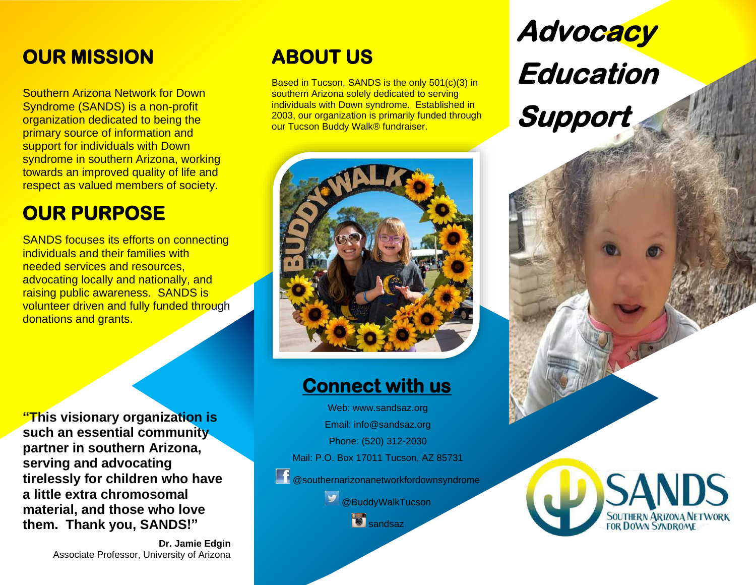## OUR MISSION

Southern Arizona Network for Down Syndrome (SANDS) is a non-profit organization dedicated to being the primary source of information and support for individuals with Down syndrome in southern Arizona, working towards an improved quality of life and respect as valued members of society.

## OUR PURPOSE

SANDS focuses its efforts on connecting individuals and their families with needed services and resources, advocating locally and nationally, and raising public awareness. SANDS is volunteer driven and fully funded through donations and grants.

**"This visionary organization is such an essential community partner in southern Arizona, serving and advocating tirelessly for children who have a little extra chromosomal material, and those who love them. Thank you, SANDS!"**

**Dr. Jamie Edgin**
Associate Professor, University of Arizona

## ABOUT US

Based in Tucson, SANDS is the only 501(c)(3) in southern Arizona solely dedicated to serving individuals with Down syndrome. Established in 2003, our organization is primarily funded through our Tucson Buddy Walk® fundraiser.

## Connect with us

Web: www.sandsaz.org

Email: info@sandsaz.org

Phone: (520) 312-2030

Mail: P.O. Box 17011 Tucson, AZ 85731

@southernarizonanetworkfordownsyndrome

@BuddyWalkTucson

sandsaz

# *Advocacy*
# *Education*
# *Support*

SANDS
SOUTHERN ARIZONA NETWORK FOR DOWN SYNDROME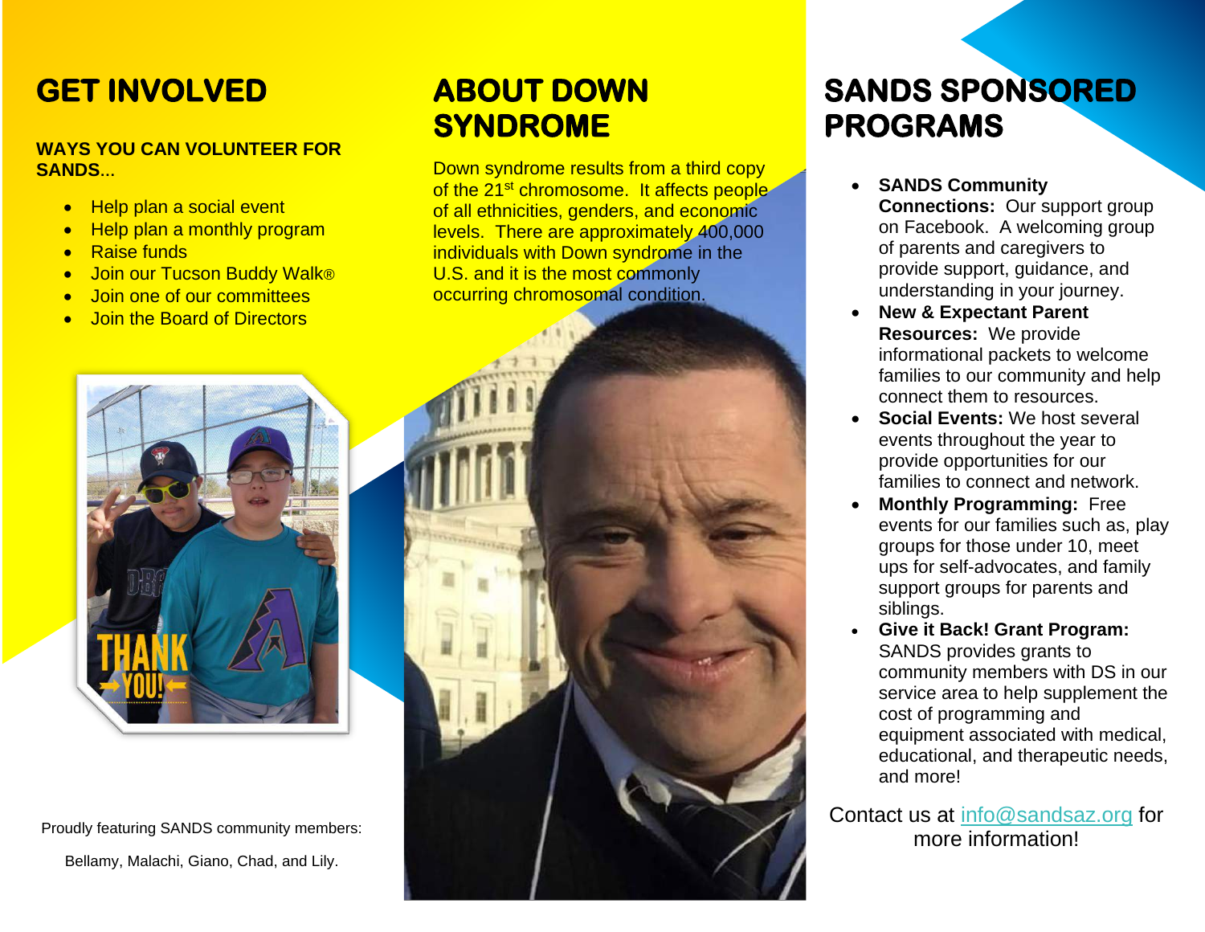# GET INVOLVED

**WAYS YOU CAN VOLUNTEER FOR SANDS...**

- Help plan a social event
- Help plan a monthly program
- Raise funds
- Join our Tucson Buddy Walk®
- Join one of our committees
- Join the Board of Directors

Proudly featuring SANDS community members:

Bellamy, Malachi, Giano, Chad, and Lily.

# ABOUT DOWN SYNDROME

Down syndrome results from a third copy of the 21st chromosome. It affects people of all ethnicities, genders, and economic levels. There are approximately 400,000 individuals with Down syndrome in the U.S. and it is the most commonly occurring chromosomal condition.

# SANDS SPONSORED PROGRAMS

- **SANDS Community Connections:** Our support group on Facebook. A welcoming group of parents and caregivers to provide support, guidance, and understanding in your journey.
- **New & Expectant Parent Resources:** We provide informational packets to welcome families to our community and help connect them to resources.
- **Social Events:** We host several events throughout the year to provide opportunities for our families to connect and network.
- **Monthly Programming:** Free events for our families such as, play groups for those under 10, meet ups for self-advocates, and family support groups for parents and siblings.
- **Give it Back! Grant Program:** SANDS provides grants to community members with DS in our service area to help supplement the cost of programming and equipment associated with medical, educational, and therapeutic needs, and more!

Contact us at info@sandsaz.org for more information!